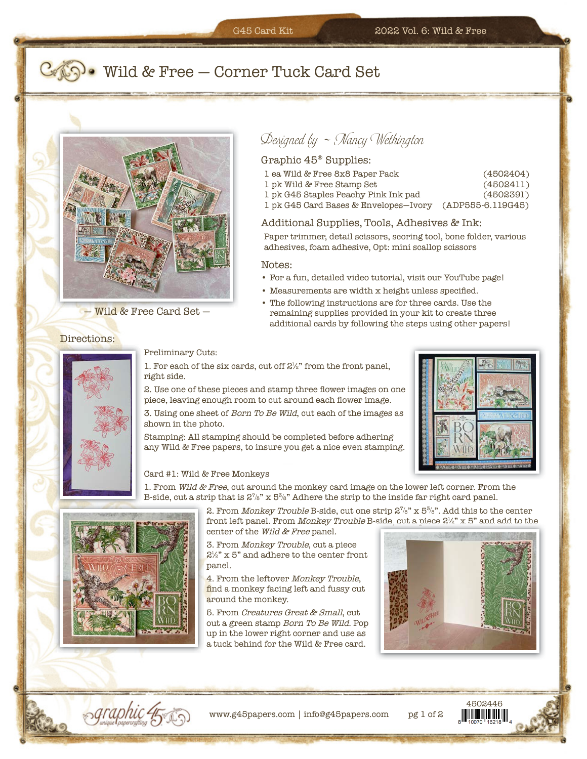# Wild & Free — Corner Tuck Card Set

— Wild & Free Card Set —

*Designed by ~ Nancy Wethington*

## Graphic 45® Supplies:

| | |
|---|---|
| 1 ea Wild & Free 8x8 Paper Pack | (4502404) |
| 1 pk Wild & Free Stamp Set | (4502411) |
| 1 pk G45 Staples Peachy Pink Ink pad | (4502391) |
| 1 pk G45 Card Bases & Envelopes—Ivory | (ADP555-6.119G45) |

## Additional Supplies, Tools, Adhesives & Ink:

Paper trimmer, detail scissors, scoring tool, bone folder, various adhesives, foam adhesive, Opt: mini scallop scissors

## Notes:

- For a fun, detailed video tutorial, visit our YouTube page!
- Measurements are width x height unless specified.
- The following instructions are for three cards. Use the remaining supplies provided in your kit to create three additional cards by following the steps using other papers!

## Directions:

Preliminary Cuts:

1. For each of the six cards, cut off 2½" from the front panel, right side.
2. Use one of these pieces and stamp three flower images on one piece, leaving enough room to cut around each flower image.
3. Using one sheet of *Born To Be Wild*, cut each of the images as shown in the photo.

Stamping: All stamping should be completed before adhering any Wild & Free papers, to insure you get a nice even stamping.

Card #1: Wild & Free Monkeys

1. From *Wild & Free*, cut around the monkey card image on the lower left corner. From the B-side, cut a strip that is 2⅞" x 5⅜" Adhere the strip to the inside far right card panel.
2. From *Monkey Trouble* B-side, cut one strip 2⅞" x 5⅜". Add this to the center front left panel. From *Monkey Trouble* B-side, cut a piece 2½" x 5" and add to the center of the *Wild & Free* panel.
3. From *Monkey Trouble*, cut a piece 2½" x 5" and adhere to the center front panel.
4. From the leftover *Monkey Trouble*, find a monkey facing left and fussy cut around the monkey.
5. From *Creatures Great & Small*, cut out a green stamp *Born To Be Wild*. Pop up in the lower right corner and use as a tuck behind for the Wild & Free card.

www.g45papers.com | info@g45papers.com

4502446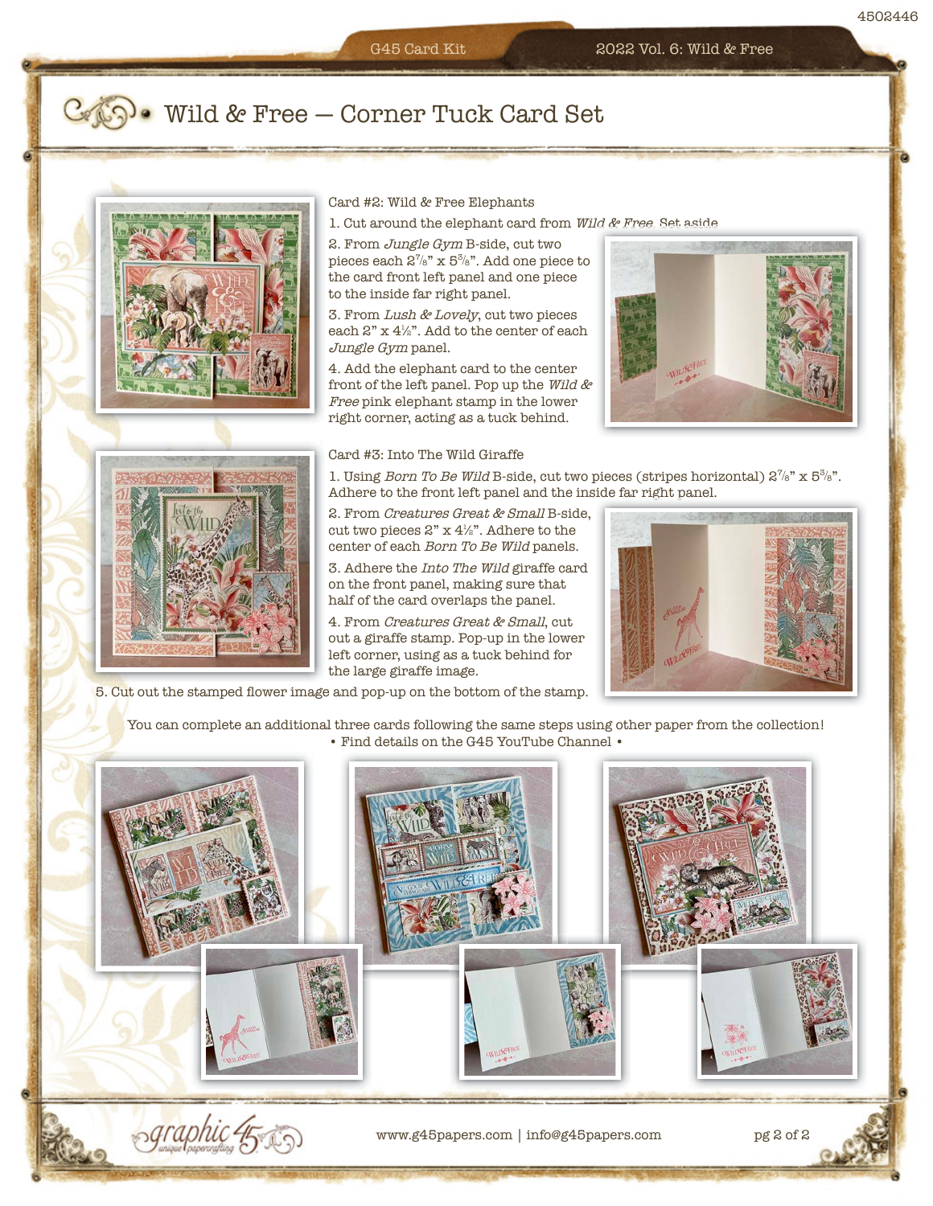# Wild & Free — Corner Tuck Card Set

Card #2: Wild & Free Elephants

1. Cut around the elephant card from *Wild & Free*. Set aside.
2. From *Jungle Gym* B-side, cut two pieces each $2^{7}/_{8}$" x $5^{3}/_{8}$". Add one piece to the card front left panel and one piece to the inside far right panel.
3. From *Lush & Lovely*, cut two pieces each 2" x $4^{1}/_{2}$". Add to the center of each *Jungle Gym* panel.
4. Add the elephant card to the center front of the left panel. Pop up the *Wild & Free* pink elephant stamp in the lower right corner, acting as a tuck behind.

Card #3: Into The Wild Giraffe

1. Using *Born To Be Wild* B-side, cut two pieces (stripes horizontal) $2^{7}/_{8}$" x $5^{3}/_{8}$". Adhere to the front left panel and the inside far right panel.
2. From *Creatures Great & Small* B-side, cut two pieces 2" x $4^{1}/_{2}$". Adhere to the center of each *Born To Be Wild* panels.
3. Adhere the *Into The Wild* giraffe card on the front panel, making sure that half of the card overlaps the panel.
4. From *Creatures Great & Small*, cut out a giraffe stamp. Pop-up in the lower left corner, using as a tuck behind for the large giraffe image.
5. Cut out the stamped flower image and pop-up on the bottom of the stamp.

You can complete an additional three cards following the same steps using other paper from the collection!
• Find details on the G45 YouTube Channel •

www.g45papers.com | info@g45papers.com